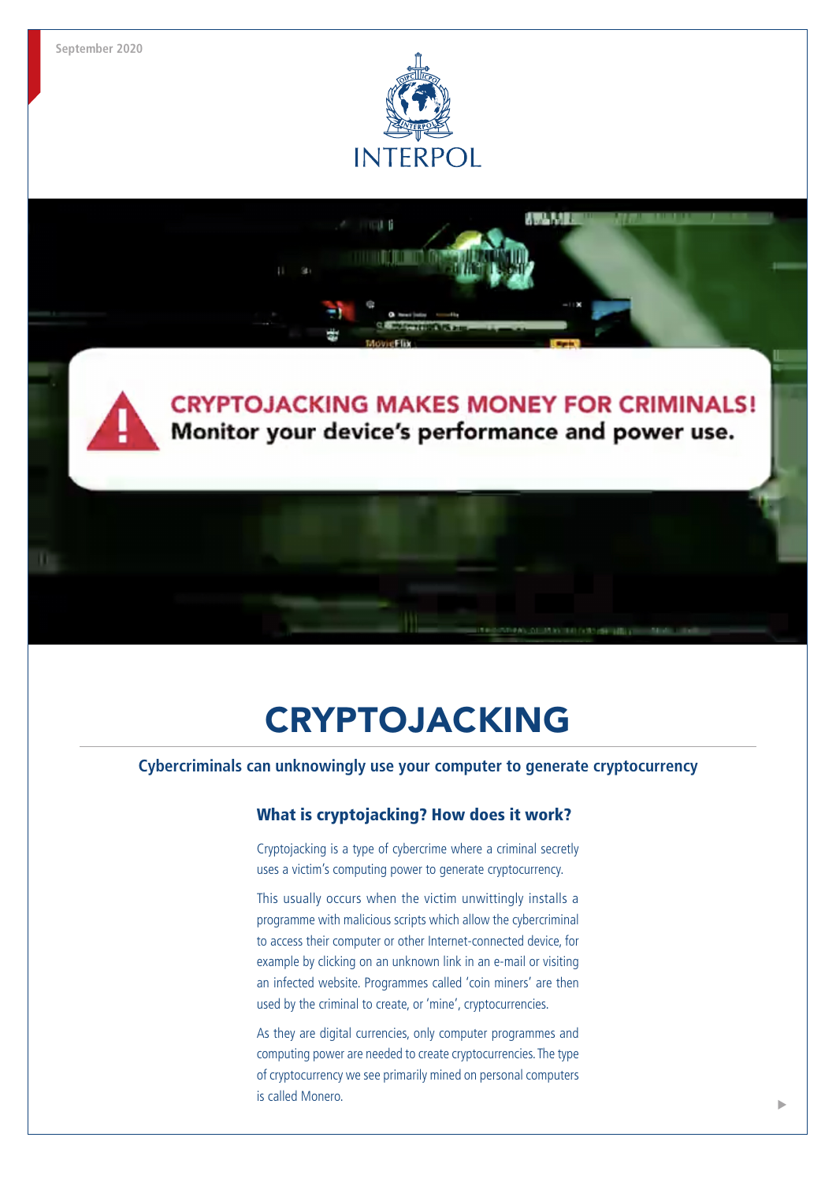September 2020

INTERPOL

CRYPTOJACKING MAKES MONEY FOR CRIMINALS!
Monitor your device's performance and power use.

# CRYPTOJACKING

**Cybercriminals can unknowingly use your computer to generate cryptocurrency**

## What is cryptojacking? How does it work?

Cryptojacking is a type of cybercrime where a criminal secretly uses a victim's computing power to generate cryptocurrency.

This usually occurs when the victim unwittingly installs a programme with malicious scripts which allow the cybercriminal to access their computer or other Internet-connected device, for example by clicking on an unknown link in an e-mail or visiting an infected website. Programmes called 'coin miners' are then used by the criminal to create, or 'mine', cryptocurrencies.

As they are digital currencies, only computer programmes and computing power are needed to create cryptocurrencies. The type of cryptocurrency we see primarily mined on personal computers is called Monero.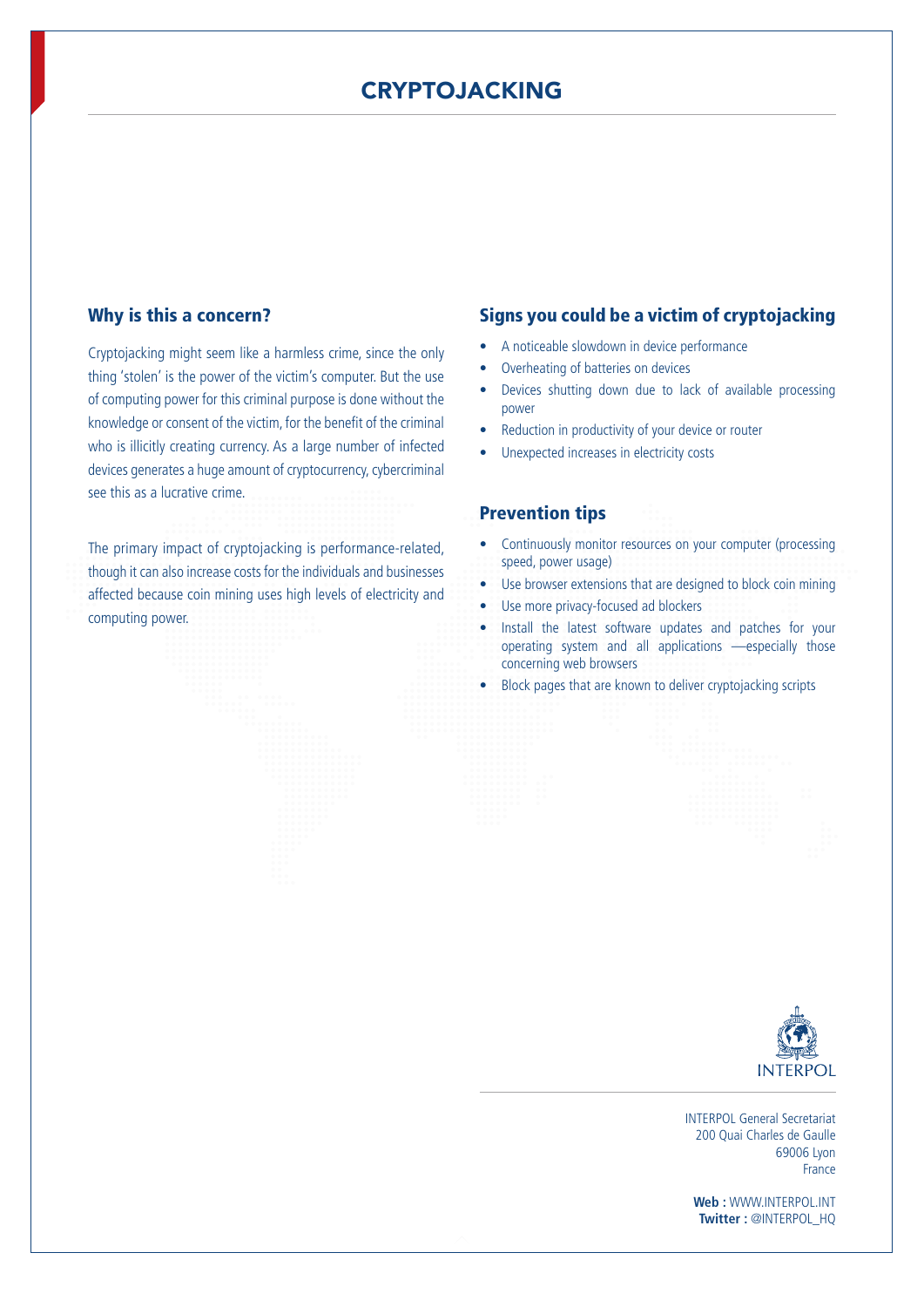# CRYPTOJACKING

## Why is this a concern?

Cryptojacking might seem like a harmless crime, since the only thing 'stolen' is the power of the victim's computer. But the use of computing power for this criminal purpose is done without the knowledge or consent of the victim, for the benefit of the criminal who is illicitly creating currency. As a large number of infected devices generates a huge amount of cryptocurrency, cybercriminal see this as a lucrative crime.

The primary impact of cryptojacking is performance-related, though it can also increase costs for the individuals and businesses affected because coin mining uses high levels of electricity and computing power.

## Signs you could be a victim of cryptojacking

- A noticeable slowdown in device performance
- Overheating of batteries on devices
- Devices shutting down due to lack of available processing power
- Reduction in productivity of your device or router
- Unexpected increases in electricity costs

## Prevention tips

- Continuously monitor resources on your computer (processing speed, power usage)
- Use browser extensions that are designed to block coin mining
- Use more privacy-focused ad blockers
- Install the latest software updates and patches for your operating system and all applications —especially those concerning web browsers
- Block pages that are known to deliver cryptojacking scripts

INTERPOL

INTERPOL General Secretariat
200 Quai Charles de Gaulle
69006 Lyon
France

**Web :** WWW.INTERPOL.INT
**Twitter :** @INTERPOL_HQ